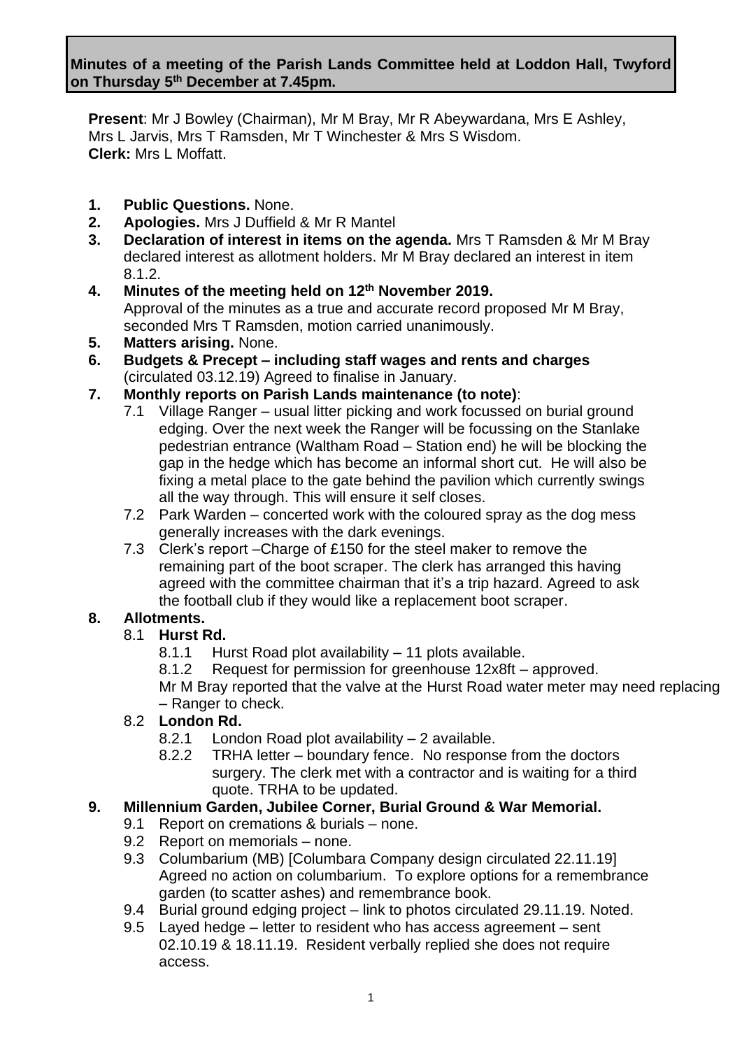**Minutes of a meeting of the Parish Lands Committee held at Loddon Hall, Twyford on Thursday 5th December at 7.45pm.**

**Present**: Mr J Bowley (Chairman), Mr M Bray, Mr R Abeywardana, Mrs E Ashley, Mrs L Jarvis, Mrs T Ramsden, Mr T Winchester & Mrs S Wisdom.
**Clerk:** Mrs L Moffatt.

1. **Public Questions.** None.
2. **Apologies.** Mrs J Duffield & Mr R Mantel
3. **Declaration of interest in items on the agenda.** Mrs T Ramsden & Mr M Bray declared interest as allotment holders. Mr M Bray declared an interest in item 8.1.2.
4. **Minutes of the meeting held on 12th November 2019.** Approval of the minutes as a true and accurate record proposed Mr M Bray, seconded Mrs T Ramsden, motion carried unanimously.
5. **Matters arising.** None.
6. **Budgets & Precept – including staff wages and rents and charges** (circulated 03.12.19) Agreed to finalise in January.
7. **Monthly reports on Parish Lands maintenance (to note)**:
   - 7.1 Village Ranger – usual litter picking and work focussed on burial ground edging. Over the next week the Ranger will be focussing on the Stanlake pedestrian entrance (Waltham Road – Station end) he will be blocking the gap in the hedge which has become an informal short cut. He will also be fixing a metal place to the gate behind the pavilion which currently swings all the way through. This will ensure it self closes.
   - 7.2 Park Warden – concerted work with the coloured spray as the dog mess generally increases with the dark evenings.
   - 7.3 Clerk's report –Charge of £150 for the steel maker to remove the remaining part of the boot scraper. The clerk has arranged this having agreed with the committee chairman that it's a trip hazard. Agreed to ask the football club if they would like a replacement boot scraper.
8. **Allotments.**
   - 8.1 **Hurst Rd.**
     - 8.1.1 Hurst Road plot availability – 11 plots available.
     - 8.1.2 Request for permission for greenhouse 12x8ft – approved.

     Mr M Bray reported that the valve at the Hurst Road water meter may need replacing – Ranger to check.
   - 8.2 **London Rd.**
     - 8.2.1 London Road plot availability – 2 available.
     - 8.2.2 TRHA letter – boundary fence. No response from the doctors surgery. The clerk met with a contractor and is waiting for a third quote. TRHA to be updated.
9. **Millennium Garden, Jubilee Corner, Burial Ground & War Memorial.**
   - 9.1 Report on cremations & burials – none.
   - 9.2 Report on memorials – none.
   - 9.3 Columbarium (MB) [Columbara Company design circulated 22.11.19] Agreed no action on columbarium. To explore options for a remembrance garden (to scatter ashes) and remembrance book.
   - 9.4 Burial ground edging project – link to photos circulated 29.11.19. Noted.
   - 9.5 Layed hedge – letter to resident who has access agreement – sent 02.10.19 & 18.11.19. Resident verbally replied she does not require access.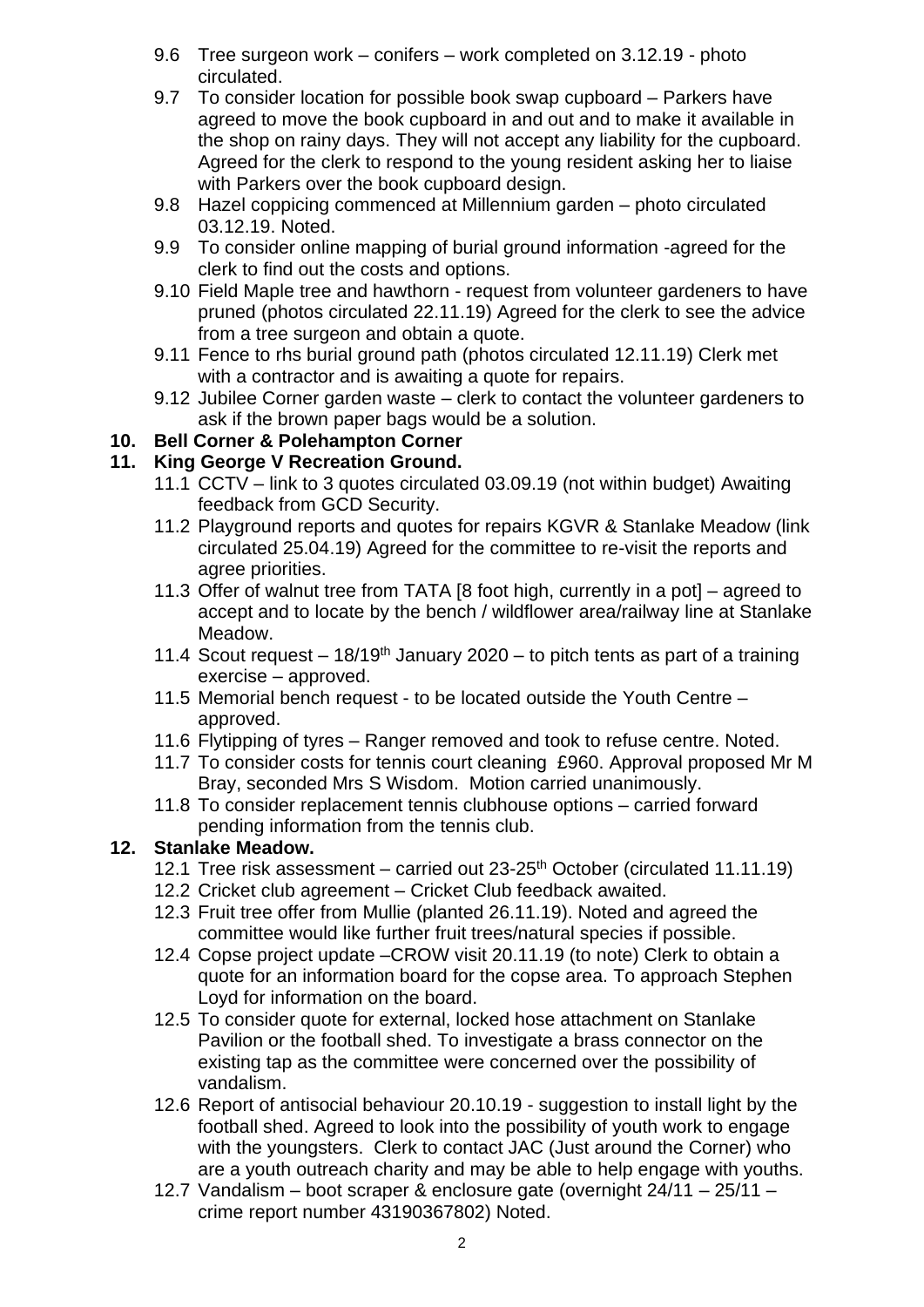- 9.6 Tree surgeon work – conifers – work completed on 3.12.19 - photo circulated.
- 9.7 To consider location for possible book swap cupboard – Parkers have agreed to move the book cupboard in and out and to make it available in the shop on rainy days. They will not accept any liability for the cupboard. Agreed for the clerk to respond to the young resident asking her to liaise with Parkers over the book cupboard design.
- 9.8 Hazel coppicing commenced at Millennium garden – photo circulated 03.12.19. Noted.
- 9.9 To consider online mapping of burial ground information -agreed for the clerk to find out the costs and options.
- 9.10 Field Maple tree and hawthorn - request from volunteer gardeners to have pruned (photos circulated 22.11.19) Agreed for the clerk to see the advice from a tree surgeon and obtain a quote.
- 9.11 Fence to rhs burial ground path (photos circulated 12.11.19) Clerk met with a contractor and is awaiting a quote for repairs.
- 9.12 Jubilee Corner garden waste – clerk to contact the volunteer gardeners to ask if the brown paper bags would be a solution.

**10. Bell Corner & Polehampton Corner**

**11. King George V Recreation Ground.**

- 11.1 CCTV – link to 3 quotes circulated 03.09.19 (not within budget) Awaiting feedback from GCD Security.
- 11.2 Playground reports and quotes for repairs KGVR & Stanlake Meadow (link circulated 25.04.19) Agreed for the committee to re-visit the reports and agree priorities.
- 11.3 Offer of walnut tree from TATA [8 foot high, currently in a pot] – agreed to accept and to locate by the bench / wildflower area/railway line at Stanlake Meadow.
- 11.4 Scout request – 18/19th January 2020 – to pitch tents as part of a training exercise – approved.
- 11.5 Memorial bench request - to be located outside the Youth Centre – approved.
- 11.6 Flytipping of tyres – Ranger removed and took to refuse centre. Noted.
- 11.7 To consider costs for tennis court cleaning £960. Approval proposed Mr M Bray, seconded Mrs S Wisdom. Motion carried unanimously.
- 11.8 To consider replacement tennis clubhouse options – carried forward pending information from the tennis club.

**12. Stanlake Meadow.**

- 12.1 Tree risk assessment – carried out 23-25th October (circulated 11.11.19)
- 12.2 Cricket club agreement – Cricket Club feedback awaited.
- 12.3 Fruit tree offer from Mullie (planted 26.11.19). Noted and agreed the committee would like further fruit trees/natural species if possible.
- 12.4 Copse project update –CROW visit 20.11.19 (to note) Clerk to obtain a quote for an information board for the copse area. To approach Stephen Loyd for information on the board.
- 12.5 To consider quote for external, locked hose attachment on Stanlake Pavilion or the football shed. To investigate a brass connector on the existing tap as the committee were concerned over the possibility of vandalism.
- 12.6 Report of antisocial behaviour 20.10.19 - suggestion to install light by the football shed. Agreed to look into the possibility of youth work to engage with the youngsters. Clerk to contact JAC (Just around the Corner) who are a youth outreach charity and may be able to help engage with youths.
- 12.7 Vandalism – boot scraper & enclosure gate (overnight 24/11 – 25/11 – crime report number 43190367802) Noted.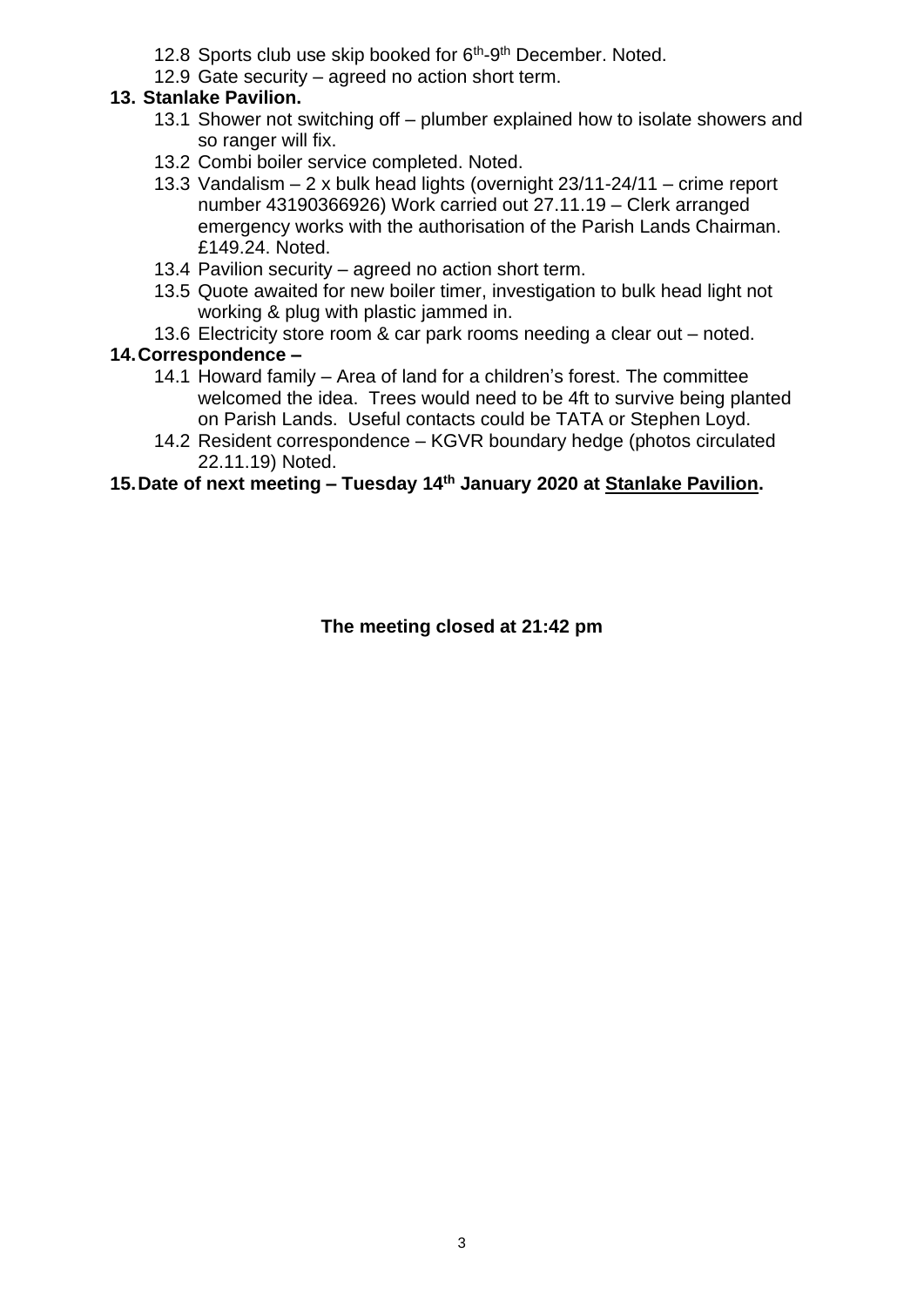12.8 Sports club use skip booked for 6th-9th December. Noted.

12.9 Gate security – agreed no action short term.

**13. Stanlake Pavilion.**

13.1 Shower not switching off – plumber explained how to isolate showers and so ranger will fix.

13.2 Combi boiler service completed. Noted.

13.3 Vandalism – 2 x bulk head lights (overnight 23/11-24/11 – crime report number 43190366926) Work carried out 27.11.19 – Clerk arranged emergency works with the authorisation of the Parish Lands Chairman. £149.24. Noted.

13.4 Pavilion security – agreed no action short term.

13.5 Quote awaited for new boiler timer, investigation to bulk head light not working & plug with plastic jammed in.

13.6 Electricity store room & car park rooms needing a clear out – noted.

**14. Correspondence –**

14.1 Howard family – Area of land for a children's forest. The committee welcomed the idea. Trees would need to be 4ft to survive being planted on Parish Lands. Useful contacts could be TATA or Stephen Loyd.

14.2 Resident correspondence – KGVR boundary hedge (photos circulated 22.11.19) Noted.

**15. Date of next meeting – Tuesday 14th January 2020 at <u>Stanlake Pavilion</u>.**

**The meeting closed at 21:42 pm**